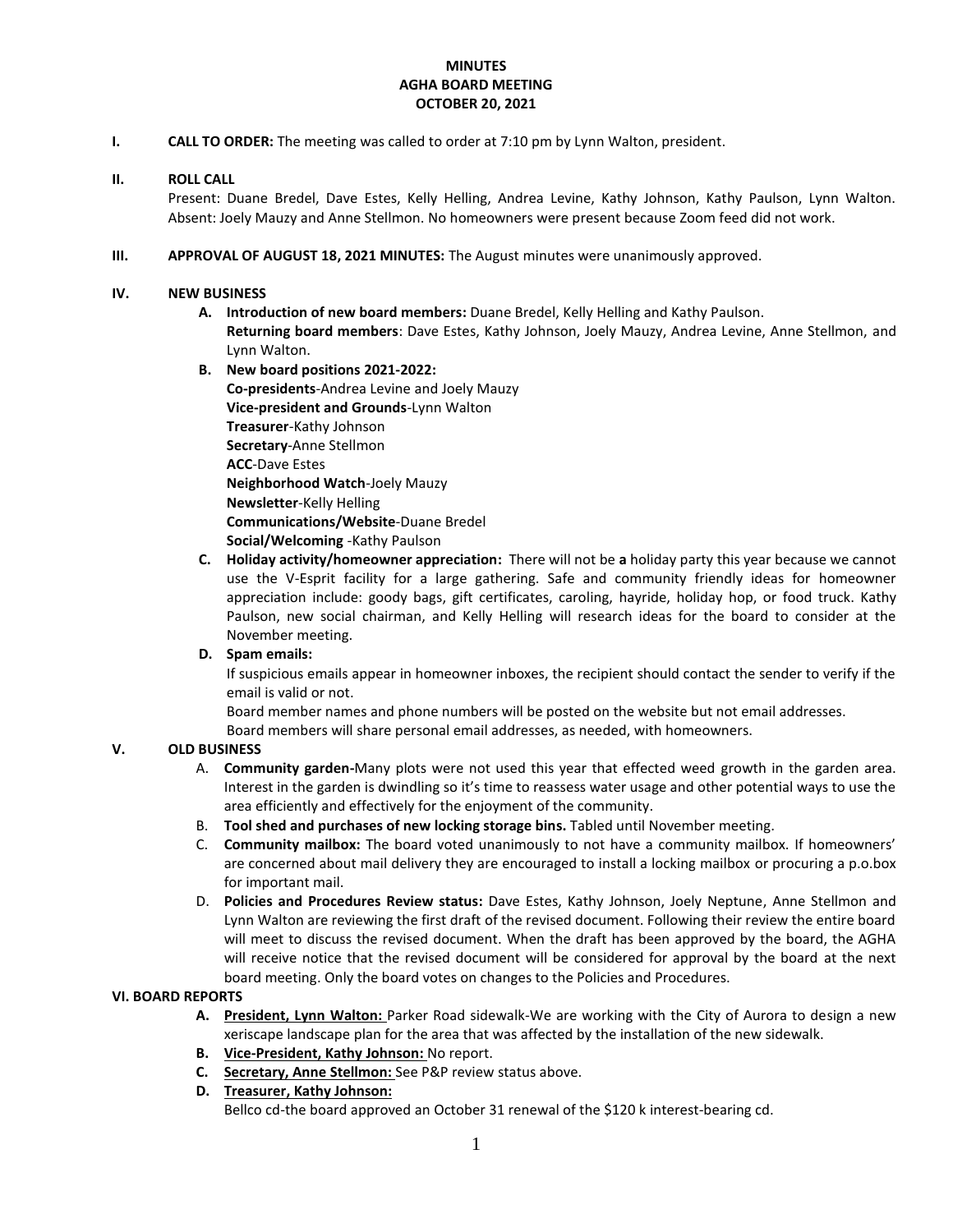**MINUTES**
**AGHA BOARD MEETING**
**OCTOBER 20, 2021**

**I. CALL TO ORDER:** The meeting was called to order at 7:10 pm by Lynn Walton, president.

**II. ROLL CALL**

Present: Duane Bredel, Dave Estes, Kelly Helling, Andrea Levine, Kathy Johnson, Kathy Paulson, Lynn Walton. Absent: Joely Mauzy and Anne Stellmon. No homeowners were present because Zoom feed did not work.

**III. APPROVAL OF AUGUST 18, 2021 MINUTES:** The August minutes were unanimously approved.

**IV. NEW BUSINESS**

- **A. Introduction of new board members:** Duane Bredel, Kelly Helling and Kathy Paulson.
  **Returning board members**: Dave Estes, Kathy Johnson, Joely Mauzy, Andrea Levine, Anne Stellmon, and Lynn Walton.
- **B. New board positions 2021-2022:**
  **Co-presidents**-Andrea Levine and Joely Mauzy
  **Vice-president and Grounds**-Lynn Walton
  **Treasurer**-Kathy Johnson
  **Secretary**-Anne Stellmon
  **ACC**-Dave Estes
  **Neighborhood Watch**-Joely Mauzy
  **Newsletter**-Kelly Helling
  **Communications/Website**-Duane Bredel
  **Social/Welcoming** -Kathy Paulson
- **C. Holiday activity/homeowner appreciation:** There will not be **a** holiday party this year because we cannot use the V-Esprit facility for a large gathering. Safe and community friendly ideas for homeowner appreciation include: goody bags, gift certificates, caroling, hayride, holiday hop, or food truck. Kathy Paulson, new social chairman, and Kelly Helling will research ideas for the board to consider at the November meeting.
- **D. Spam emails:**
  If suspicious emails appear in homeowner inboxes, the recipient should contact the sender to verify if the email is valid or not.
  Board member names and phone numbers will be posted on the website but not email addresses.
  Board members will share personal email addresses, as needed, with homeowners.

**V. OLD BUSINESS**

- A. **Community garden-**Many plots were not used this year that effected weed growth in the garden area. Interest in the garden is dwindling so it's time to reassess water usage and other potential ways to use the area efficiently and effectively for the enjoyment of the community.
- B. **Tool shed and purchases of new locking storage bins.** Tabled until November meeting.
- C. **Community mailbox:** The board voted unanimously to not have a community mailbox. If homeowners' are concerned about mail delivery they are encouraged to install a locking mailbox or procuring a p.o.box for important mail.
- D. **Policies and Procedures Review status:** Dave Estes, Kathy Johnson, Joely Neptune, Anne Stellmon and Lynn Walton are reviewing the first draft of the revised document. Following their review the entire board will meet to discuss the revised document. When the draft has been approved by the board, the AGHA will receive notice that the revised document will be considered for approval by the board at the next board meeting. Only the board votes on changes to the Policies and Procedures.

**VI. BOARD REPORTS**

- **A. President, Lynn Walton:** Parker Road sidewalk-We are working with the City of Aurora to design a new xeriscape landscape plan for the area that was affected by the installation of the new sidewalk.
- **B. Vice-President, Kathy Johnson:** No report.
- **C. Secretary, Anne Stellmon:** See P&P review status above.
- **D. Treasurer, Kathy Johnson:**
  Bellco cd-the board approved an October 31 renewal of the $120 k interest-bearing cd.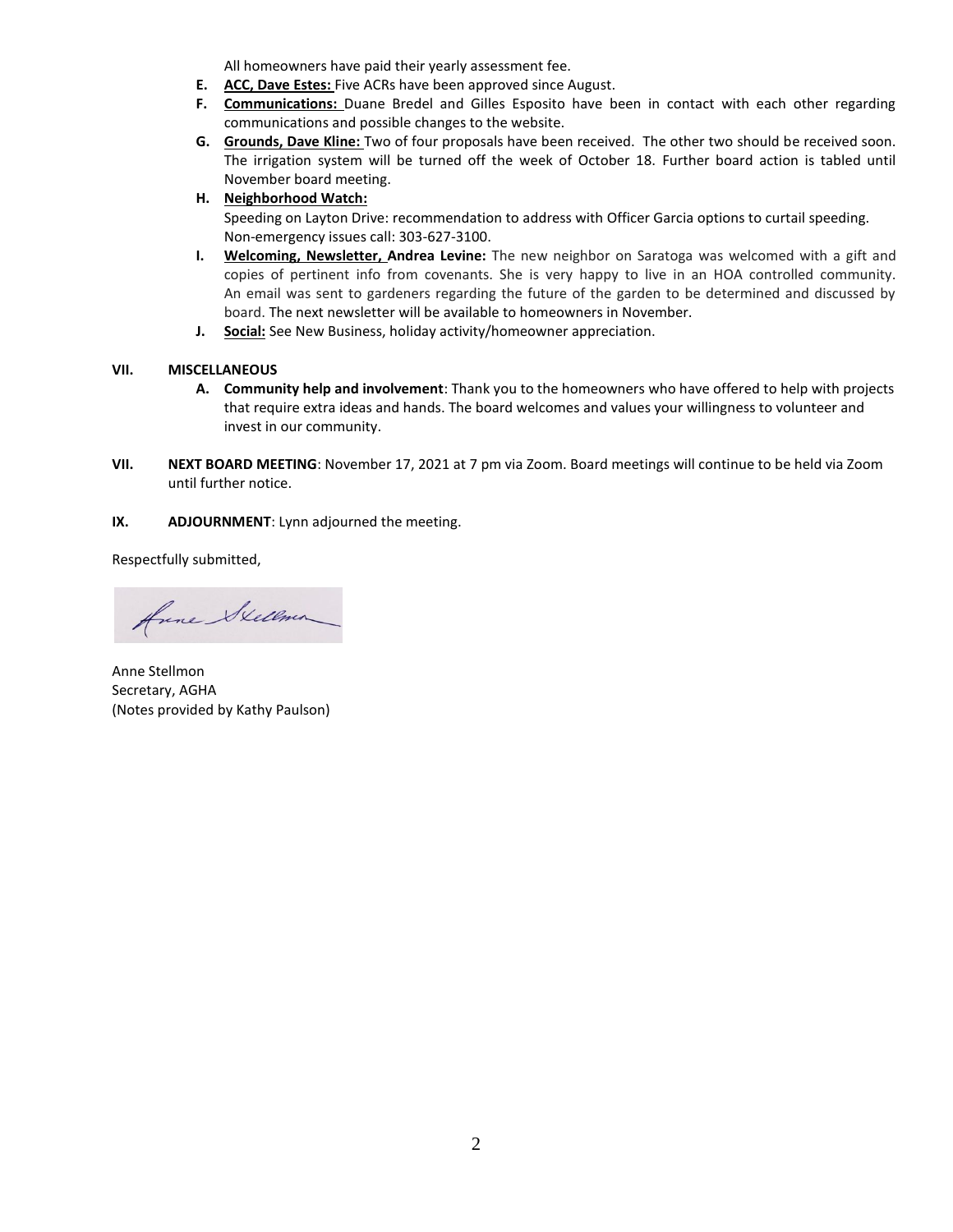All homeowners have paid their yearly assessment fee.

E. **ACC, Dave Estes:** Five ACRs have been approved since August.
F. **Communications:** Duane Bredel and Gilles Esposito have been in contact with each other regarding communications and possible changes to the website.
G. **Grounds, Dave Kline:** Two of four proposals have been received. The other two should be received soon. The irrigation system will be turned off the week of October 18. Further board action is tabled until November board meeting.
H. **Neighborhood Watch:**
   Speeding on Layton Drive: recommendation to address with Officer Garcia options to curtail speeding.
   Non-emergency issues call: 303-627-3100.
I. **Welcoming, Newsletter, Andrea Levine:** The new neighbor on Saratoga was welcomed with a gift and copies of pertinent info from covenants. She is very happy to live in an HOA controlled community. An email was sent to gardeners regarding the future of the garden to be determined and discussed by board. The next newsletter will be available to homeowners in November.
J. **Social:** See New Business, holiday activity/homeowner appreciation.

**VII. MISCELLANEOUS**

A. **Community help and involvement**: Thank you to the homeowners who have offered to help with projects that require extra ideas and hands. The board welcomes and values your willingness to volunteer and invest in our community.

**VII. NEXT BOARD MEETING**: November 17, 2021 at 7 pm via Zoom. Board meetings will continue to be held via Zoom until further notice.

**IX. ADJOURNMENT**: Lynn adjourned the meeting.

Respectfully submitted,

Anne Stellmon

Anne Stellmon
Secretary, AGHA
(Notes provided by Kathy Paulson)